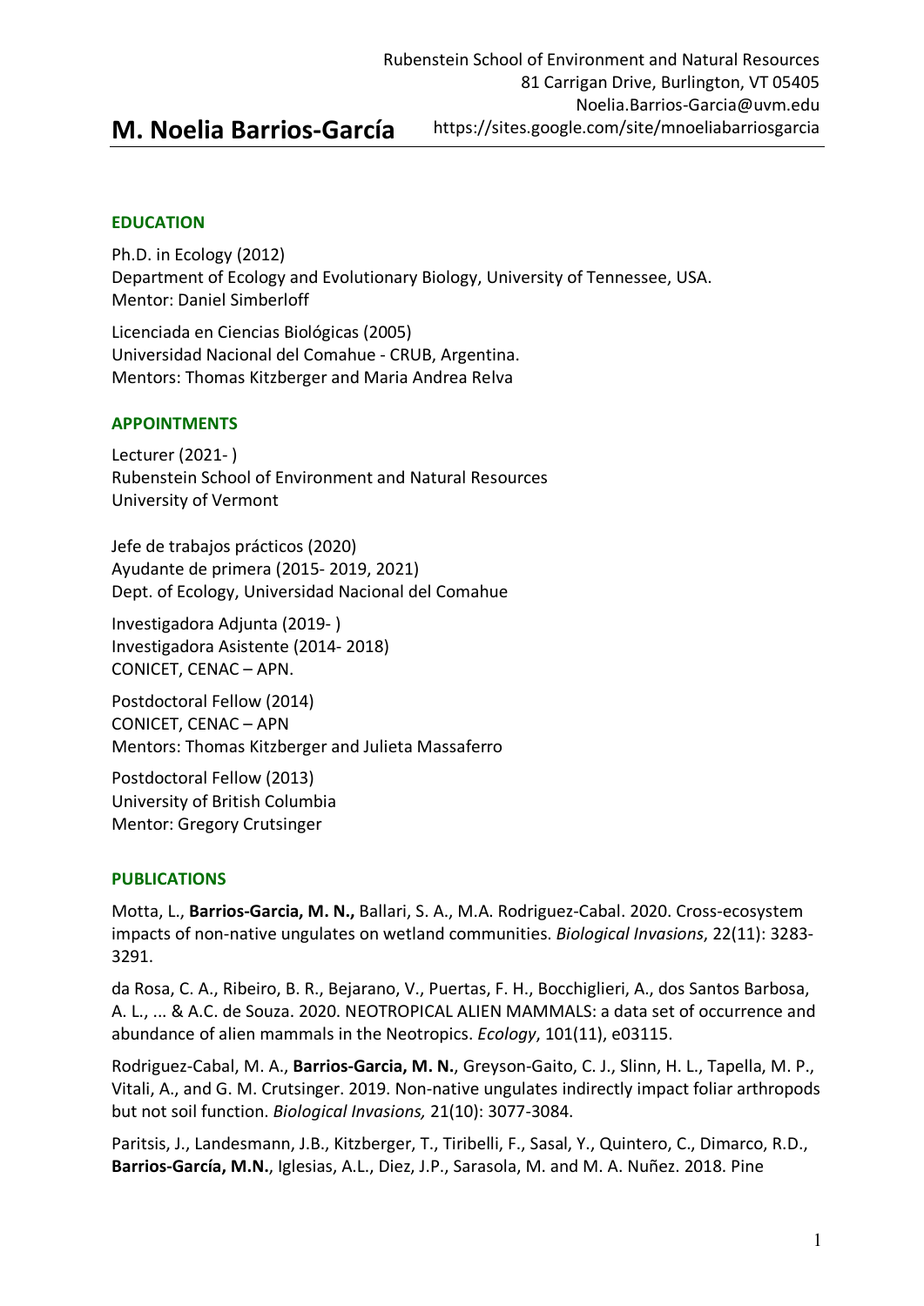# M. Noelia Barrios-García

Rubenstein School of Environment and Natural Resources
81 Carrigan Drive, Burlington, VT 05405
Noelia.Barrios-Garcia@uvm.edu
https://sites.google.com/site/mnoeliabarriosgarcia

## EDUCATION

Ph.D. in Ecology (2012)
Department of Ecology and Evolutionary Biology, University of Tennessee, USA.
Mentor: Daniel Simberloff

Licenciada en Ciencias Biológicas (2005)
Universidad Nacional del Comahue - CRUB, Argentina.
Mentors: Thomas Kitzberger and Maria Andrea Relva

## APPOINTMENTS

Lecturer (2021- )
Rubenstein School of Environment and Natural Resources
University of Vermont

Jefe de trabajos prácticos (2020)
Ayudante de primera (2015- 2019, 2021)
Dept. of Ecology, Universidad Nacional del Comahue

Investigadora Adjunta (2019- )
Investigadora Asistente (2014- 2018)
CONICET, CENAC – APN.

Postdoctoral Fellow (2014)
CONICET, CENAC – APN
Mentors: Thomas Kitzberger and Julieta Massaferro

Postdoctoral Fellow (2013)
University of British Columbia
Mentor: Gregory Crutsinger

## PUBLICATIONS

Motta, L., **Barrios-Garcia, M. N.,** Ballari, S. A., M.A. Rodriguez-Cabal. 2020. Cross-ecosystem impacts of non-native ungulates on wetland communities. *Biological Invasions*, 22(11): 3283-3291.

da Rosa, C. A., Ribeiro, B. R., Bejarano, V., Puertas, F. H., Bocchiglieri, A., dos Santos Barbosa, A. L., ... & A.C. de Souza. 2020. NEOTROPICAL ALIEN MAMMALS: a data set of occurrence and abundance of alien mammals in the Neotropics. *Ecology*, 101(11), e03115.

Rodriguez-Cabal, M. A., **Barrios-Garcia, M. N.**, Greyson-Gaito, C. J., Slinn, H. L., Tapella, M. P., Vitali, A., and G. M. Crutsinger. 2019. Non-native ungulates indirectly impact foliar arthropods but not soil function. *Biological Invasions,* 21(10): 3077-3084.

Paritsis, J., Landesmann, J.B., Kitzberger, T., Tiribelli, F., Sasal, Y., Quintero, C., Dimarco, R.D., **Barrios-García, M.N.**, Iglesias, A.L., Diez, J.P., Sarasola, M. and M. A. Nuñez. 2018. Pine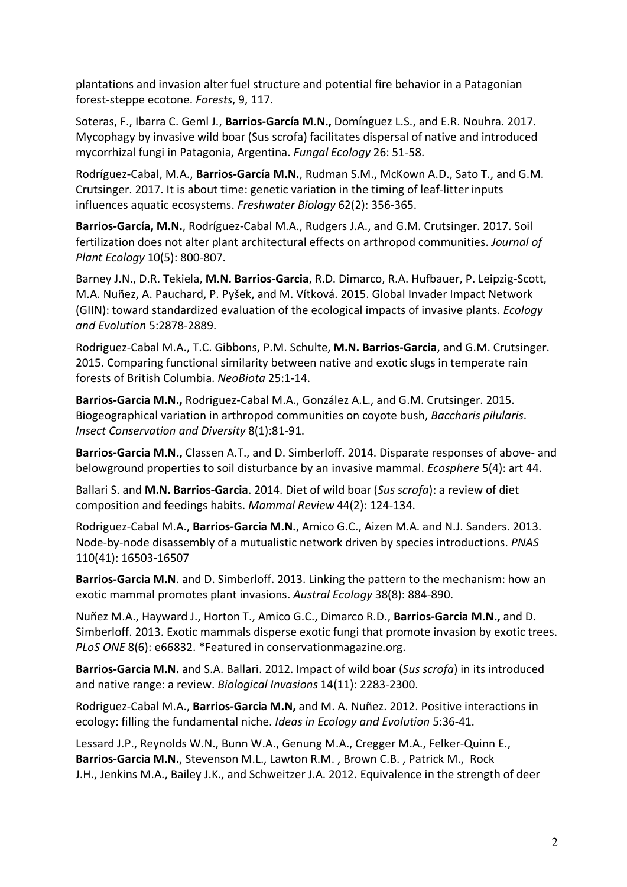plantations and invasion alter fuel structure and potential fire behavior in a Patagonian forest-steppe ecotone. *Forests*, 9, 117.

Soteras, F., Ibarra C. Geml J., **Barrios-García M.N.,** Domínguez L.S., and E.R. Nouhra. 2017. Mycophagy by invasive wild boar (Sus scrofa) facilitates dispersal of native and introduced mycorrhizal fungi in Patagonia, Argentina. *Fungal Ecology* 26: 51-58.

Rodríguez-Cabal, M.A., **Barrios-García M.N.**, Rudman S.M., McKown A.D., Sato T., and G.M. Crutsinger. 2017. It is about time: genetic variation in the timing of leaf-litter inputs influences aquatic ecosystems. *Freshwater Biology* 62(2): 356-365.

**Barrios-García, M.N.**, Rodríguez-Cabal M.A., Rudgers J.A., and G.M. Crutsinger. 2017. Soil fertilization does not alter plant architectural effects on arthropod communities. *Journal of Plant Ecology* 10(5): 800-807.

Barney J.N., D.R. Tekiela, **M.N. Barrios-Garcia**, R.D. Dimarco, R.A. Hufbauer, P. Leipzig-Scott, M.A. Nuñez, A. Pauchard, P. Pyšek, and M. Vítková. 2015. Global Invader Impact Network (GIIN): toward standardized evaluation of the ecological impacts of invasive plants. *Ecology and Evolution* 5:2878-2889.

Rodriguez-Cabal M.A., T.C. Gibbons, P.M. Schulte, **M.N. Barrios-Garcia**, and G.M. Crutsinger. 2015. Comparing functional similarity between native and exotic slugs in temperate rain forests of British Columbia. *NeoBiota* 25:1-14.

**Barrios-Garcia M.N.,** Rodriguez-Cabal M.A., González A.L., and G.M. Crutsinger. 2015. Biogeographical variation in arthropod communities on coyote bush, *Baccharis pilularis*. *Insect Conservation and Diversity* 8(1):81-91.

**Barrios-Garcia M.N.,** Classen A.T., and D. Simberloff. 2014. Disparate responses of above- and belowground properties to soil disturbance by an invasive mammal. *Ecosphere* 5(4): art 44.

Ballari S. and **M.N. Barrios-Garcia**. 2014. Diet of wild boar (*Sus scrofa*): a review of diet composition and feedings habits. *Mammal Review* 44(2): 124-134.

Rodriguez-Cabal M.A., **Barrios-Garcia M.N.**, Amico G.C., Aizen M.A. and N.J. Sanders. 2013. Node-by-node disassembly of a mutualistic network driven by species introductions. *PNAS* 110(41): 16503-16507

**Barrios-Garcia M.N**. and D. Simberloff. 2013. Linking the pattern to the mechanism: how an exotic mammal promotes plant invasions. *Austral Ecology* 38(8): 884-890.

Nuñez M.A., Hayward J., Horton T., Amico G.C., Dimarco R.D., **Barrios-Garcia M.N.,** and D. Simberloff. 2013. Exotic mammals disperse exotic fungi that promote invasion by exotic trees. *PLoS ONE* 8(6): e66832. *Featured in conservationmagazine.org.

**Barrios-Garcia M.N.** and S.A. Ballari. 2012. Impact of wild boar (*Sus scrofa*) in its introduced and native range: a review. *Biological Invasions* 14(11): 2283-2300.

Rodriguez-Cabal M.A., **Barrios-Garcia M.N,** and M. A. Nuñez. 2012. Positive interactions in ecology: filling the fundamental niche. *Ideas in Ecology and Evolution* 5:36-41.

Lessard J.P., Reynolds W.N., Bunn W.A., Genung M.A., Cregger M.A., Felker-Quinn E., **Barrios-Garcia M.N.**, Stevenson M.L., Lawton R.M. , Brown C.B. , Patrick M., Rock J.H., Jenkins M.A., Bailey J.K., and Schweitzer J.A. 2012. Equivalence in the strength of deer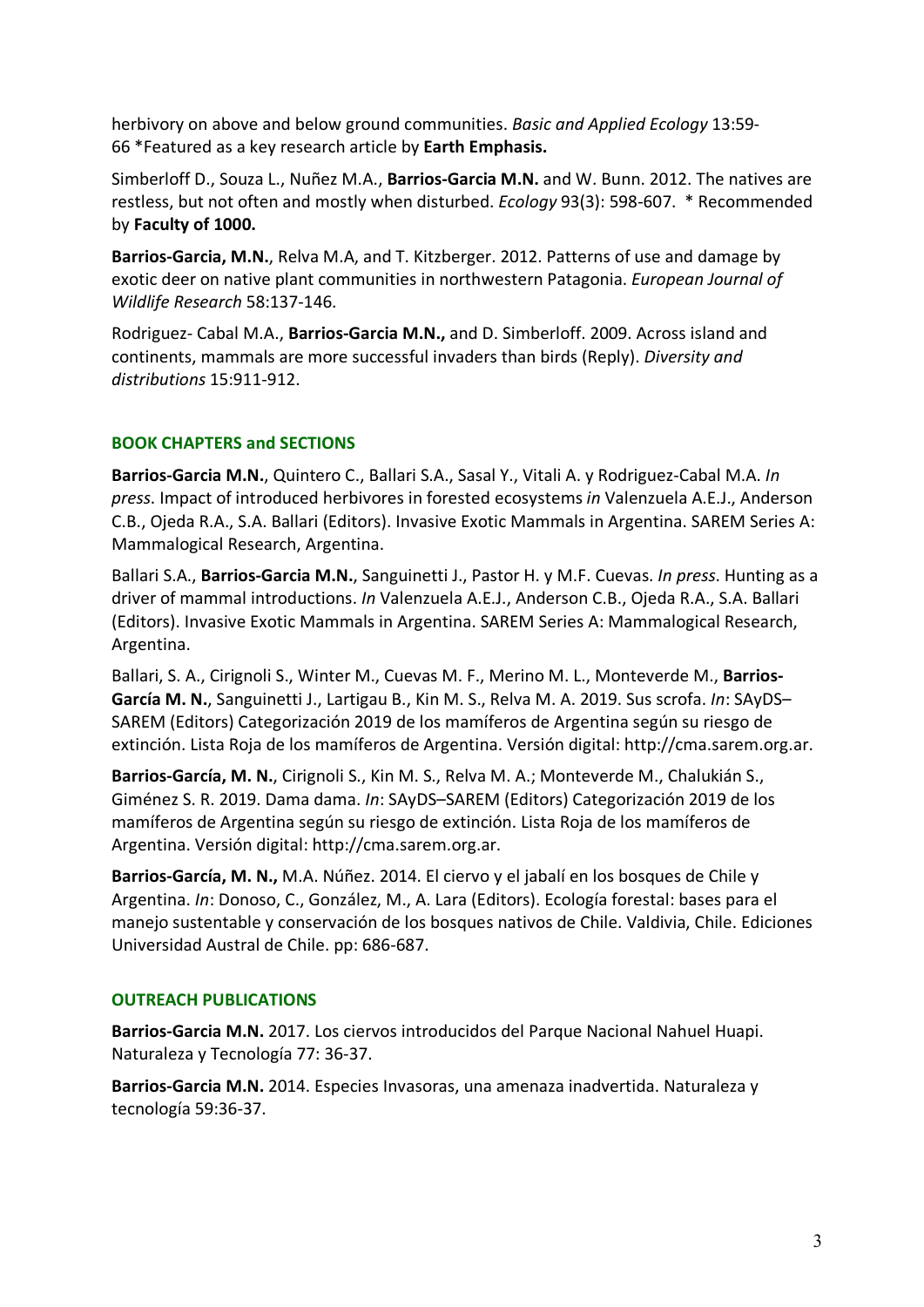herbivory on above and below ground communities. *Basic and Applied Ecology* 13:59-66 *Featured as a key research article by **Earth Emphasis.**

Simberloff D., Souza L., Nuñez M.A., **Barrios-Garcia M.N.** and W. Bunn. 2012. The natives are restless, but not often and mostly when disturbed. *Ecology* 93(3): 598-607. * Recommended by **Faculty of 1000.**

**Barrios-Garcia, M.N.**, Relva M.A, and T. Kitzberger. 2012. Patterns of use and damage by exotic deer on native plant communities in northwestern Patagonia. *European Journal of Wildlife Research* 58:137-146.

Rodriguez- Cabal M.A., **Barrios-Garcia M.N.,** and D. Simberloff. 2009. Across island and continents, mammals are more successful invaders than birds (Reply). *Diversity and distributions* 15:911-912.

## BOOK CHAPTERS and SECTIONS

**Barrios-Garcia M.N.**, Quintero C., Ballari S.A., Sasal Y., Vitali A. y Rodriguez-Cabal M.A. *In press*. Impact of introduced herbivores in forested ecosystems *in* Valenzuela A.E.J., Anderson C.B., Ojeda R.A., S.A. Ballari (Editors). Invasive Exotic Mammals in Argentina. SAREM Series A: Mammalogical Research, Argentina.

Ballari S.A., **Barrios-Garcia M.N.**, Sanguinetti J., Pastor H. y M.F. Cuevas. *In press*. Hunting as a driver of mammal introductions. *In* Valenzuela A.E.J., Anderson C.B., Ojeda R.A., S.A. Ballari (Editors). Invasive Exotic Mammals in Argentina. SAREM Series A: Mammalogical Research, Argentina.

Ballari, S. A., Cirignoli S., Winter M., Cuevas M. F., Merino M. L., Monteverde M., **Barrios-García M. N.**, Sanguinetti J., Lartigau B., Kin M. S., Relva M. A. 2019. Sus scrofa. *In*: SAyDS–SAREM (Editors) Categorización 2019 de los mamíferos de Argentina según su riesgo de extinción. Lista Roja de los mamíferos de Argentina. Versión digital: http://cma.sarem.org.ar.

**Barrios-García, M. N.**, Cirignoli S., Kin M. S., Relva M. A.; Monteverde M., Chalukián S., Giménez S. R. 2019. Dama dama. *In*: SAyDS–SAREM (Editors) Categorización 2019 de los mamíferos de Argentina según su riesgo de extinción. Lista Roja de los mamíferos de Argentina. Versión digital: http://cma.sarem.org.ar.

**Barrios-García, M. N.,** M.A. Núñez. 2014. El ciervo y el jabalí en los bosques de Chile y Argentina. *In*: Donoso, C., González, M., A. Lara (Editors). Ecología forestal: bases para el manejo sustentable y conservación de los bosques nativos de Chile. Valdivia, Chile. Ediciones Universidad Austral de Chile. pp: 686-687.

## OUTREACH PUBLICATIONS

**Barrios-Garcia M.N.** 2017. Los ciervos introducidos del Parque Nacional Nahuel Huapi. Naturaleza y Tecnología 77: 36-37.

**Barrios-Garcia M.N.** 2014. Especies Invasoras, una amenaza inadvertida. Naturaleza y tecnología 59:36-37.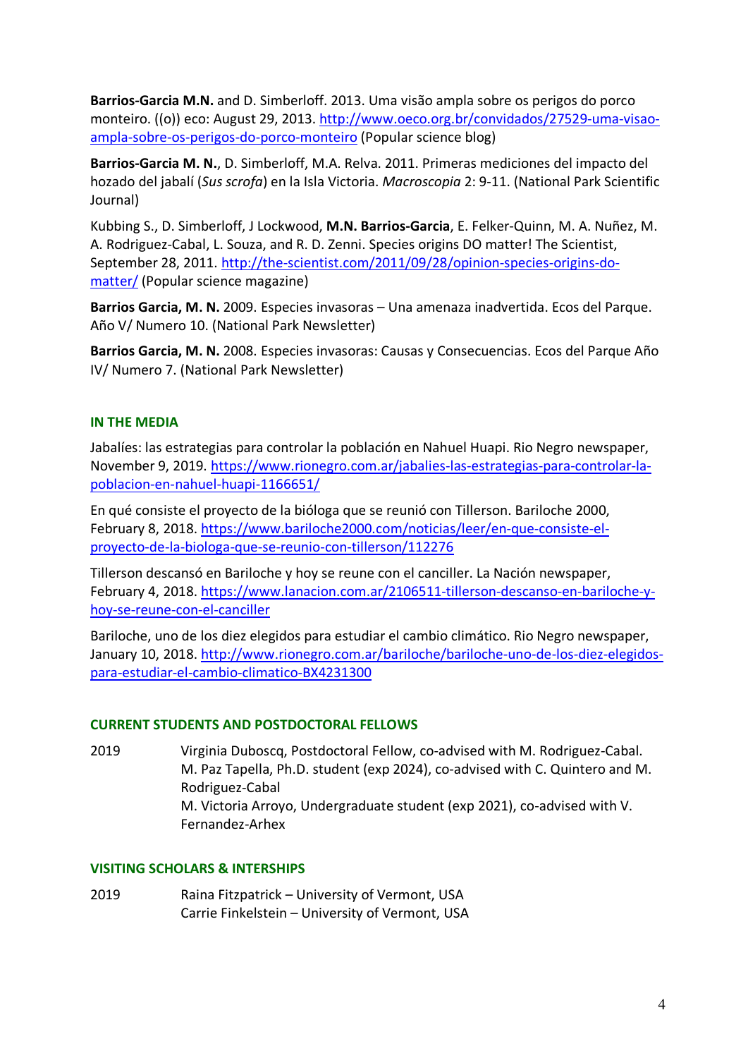**Barrios-Garcia M.N.** and D. Simberloff. 2013. Uma visão ampla sobre os perigos do porco monteiro. ((o)) eco: August 29, 2013. http://www.oeco.org.br/convidados/27529-uma-visao-ampla-sobre-os-perigos-do-porco-monteiro (Popular science blog)

**Barrios-Garcia M. N.**, D. Simberloff, M.A. Relva. 2011. Primeras mediciones del impacto del hozado del jabalí (*Sus scrofa*) en la Isla Victoria. *Macroscopia* 2: 9-11. (National Park Scientific Journal)

Kubbing S., D. Simberloff, J Lockwood, **M.N. Barrios-Garcia**, E. Felker-Quinn, M. A. Nuñez, M. A. Rodriguez-Cabal, L. Souza, and R. D. Zenni. Species origins DO matter! The Scientist, September 28, 2011. http://the-scientist.com/2011/09/28/opinion-species-origins-do-matter/ (Popular science magazine)

**Barrios Garcia, M. N.** 2009. Especies invasoras – Una amenaza inadvertida. Ecos del Parque. Año V/ Numero 10. (National Park Newsletter)

**Barrios Garcia, M. N.** 2008. Especies invasoras: Causas y Consecuencias. Ecos del Parque Año IV/ Numero 7. (National Park Newsletter)

## IN THE MEDIA

Jabalíes: las estrategias para controlar la población en Nahuel Huapi. Rio Negro newspaper, November 9, 2019. https://www.rionegro.com.ar/jabalies-las-estrategias-para-controlar-la-poblacion-en-nahuel-huapi-1166651/

En qué consiste el proyecto de la bióloga que se reunió con Tillerson. Bariloche 2000, February 8, 2018. https://www.bariloche2000.com/noticias/leer/en-que-consiste-el-proyecto-de-la-biologa-que-se-reunio-con-tillerson/112276

Tillerson descansó en Bariloche y hoy se reune con el canciller. La Nación newspaper, February 4, 2018. https://www.lanacion.com.ar/2106511-tillerson-descanso-en-bariloche-y-hoy-se-reune-con-el-canciller

Bariloche, uno de los diez elegidos para estudiar el cambio climático. Rio Negro newspaper, January 10, 2018. http://www.rionegro.com.ar/bariloche/bariloche-uno-de-los-diez-elegidos-para-estudiar-el-cambio-climatico-BX4231300

## CURRENT STUDENTS AND POSTDOCTORAL FELLOWS

2019 Virginia Duboscq, Postdoctoral Fellow, co-advised with M. Rodriguez-Cabal.
M. Paz Tapella, Ph.D. student (exp 2024), co-advised with C. Quintero and M. Rodriguez-Cabal
M. Victoria Arroyo, Undergraduate student (exp 2021), co-advised with V. Fernandez-Arhex

## VISITING SCHOLARS & INTERSHIPS

2019 Raina Fitzpatrick – University of Vermont, USA
Carrie Finkelstein – University of Vermont, USA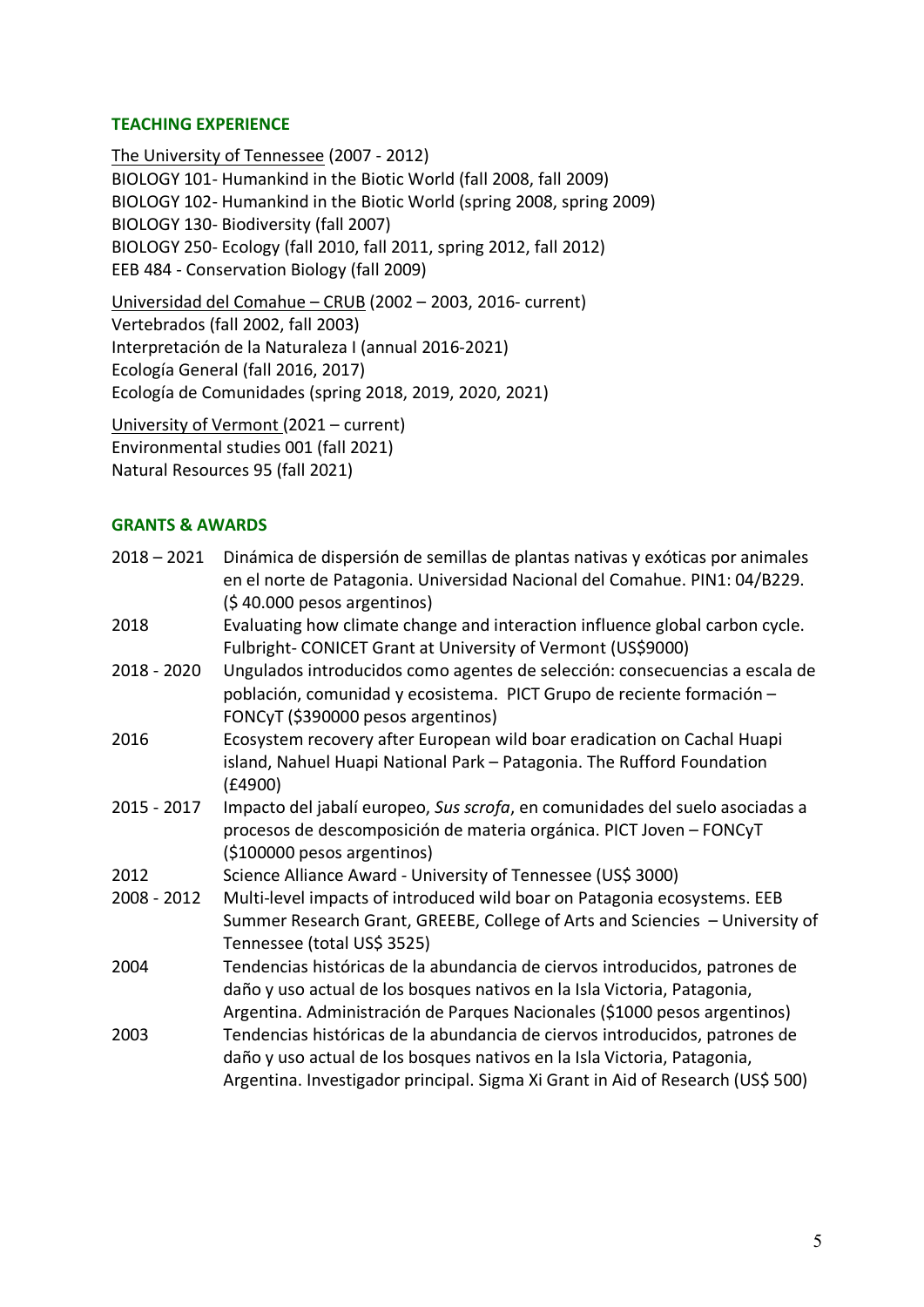## TEACHING EXPERIENCE

The University of Tennessee (2007 - 2012)
BIOLOGY 101- Humankind in the Biotic World (fall 2008, fall 2009)
BIOLOGY 102- Humankind in the Biotic World (spring 2008, spring 2009)
BIOLOGY 130- Biodiversity (fall 2007)
BIOLOGY 250- Ecology (fall 2010, fall 2011, spring 2012, fall 2012)
EEB 484 - Conservation Biology (fall 2009)

Universidad del Comahue – CRUB (2002 – 2003, 2016- current)
Vertebrados (fall 2002, fall 2003)
Interpretación de la Naturaleza I (annual 2016-2021)
Ecología General (fall 2016, 2017)
Ecología de Comunidades (spring 2018, 2019, 2020, 2021)

University of Vermont (2021 – current)
Environmental studies 001 (fall 2021)
Natural Resources 95 (fall 2021)

## GRANTS & AWARDS

| | |
|---|---|
| 2018 – 2021 | Dinámica de dispersión de semillas de plantas nativas y exóticas por animales en el norte de Patagonia. Universidad Nacional del Comahue. PIN1: 04/B229. ($ 40.000 pesos argentinos) |
| 2018 | Evaluating how climate change and interaction influence global carbon cycle. Fulbright- CONICET Grant at University of Vermont (US$9000) |
| 2018 - 2020 | Ungulados introducidos como agentes de selección: consecuencias a escala de población, comunidad y ecosistema. PICT Grupo de reciente formación – FONCyT ($390000 pesos argentinos) |
| 2016 | Ecosystem recovery after European wild boar eradication on Cachal Huapi island, Nahuel Huapi National Park – Patagonia. The Rufford Foundation (£4900) |
| 2015 - 2017 | Impacto del jabalí europeo, *Sus scrofa*, en comunidades del suelo asociadas a procesos de descomposición de materia orgánica. PICT Joven – FONCyT ($100000 pesos argentinos) |
| 2012 | Science Alliance Award - University of Tennessee (US$ 3000) |
| 2008 - 2012 | Multi-level impacts of introduced wild boar on Patagonia ecosystems. EEB Summer Research Grant, GREEBE, College of Arts and Sciencies – University of Tennessee (total US$ 3525) |
| 2004 | Tendencias históricas de la abundancia de ciervos introducidos, patrones de daño y uso actual de los bosques nativos en la Isla Victoria, Patagonia, Argentina. Administración de Parques Nacionales ($1000 pesos argentinos) |
| 2003 | Tendencias históricas de la abundancia de ciervos introducidos, patrones de daño y uso actual de los bosques nativos en la Isla Victoria, Patagonia, Argentina. Investigador principal. Sigma Xi Grant in Aid of Research (US$ 500) |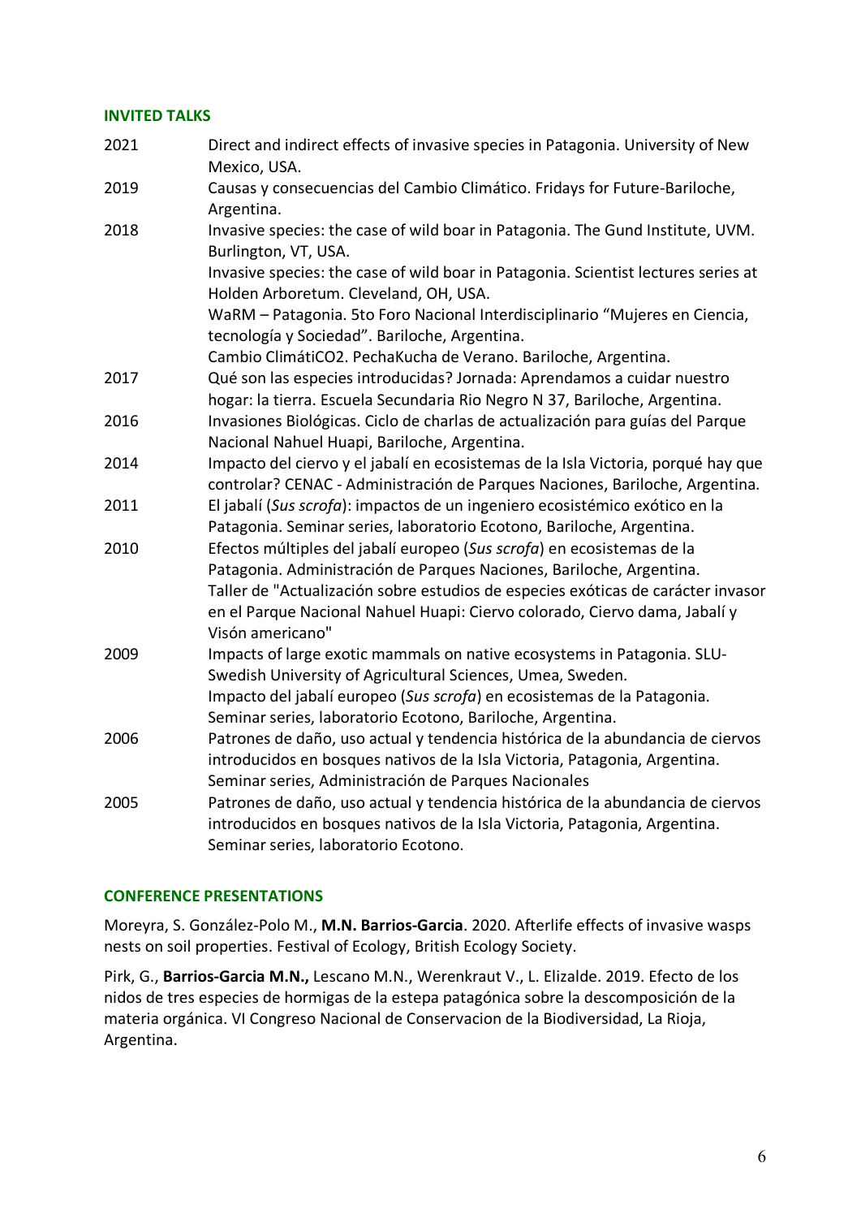## INVITED TALKS

2021 Direct and indirect effects of invasive species in Patagonia. University of New Mexico, USA.

2019 Causas y consecuencias del Cambio Climático. Fridays for Future-Bariloche, Argentina.

2018 Invasive species: the case of wild boar in Patagonia. The Gund Institute, UVM. Burlington, VT, USA.

Invasive species: the case of wild boar in Patagonia. Scientist lectures series at Holden Arboretum. Cleveland, OH, USA.

WaRM – Patagonia. 5to Foro Nacional Interdisciplinario "Mujeres en Ciencia, tecnología y Sociedad". Bariloche, Argentina.

Cambio ClimátiCO2. PechaKucha de Verano. Bariloche, Argentina.

2017 Qué son las especies introducidas? Jornada: Aprendamos a cuidar nuestro hogar: la tierra. Escuela Secundaria Rio Negro N 37, Bariloche, Argentina.

2016 Invasiones Biológicas. Ciclo de charlas de actualización para guías del Parque Nacional Nahuel Huapi, Bariloche, Argentina.

2014 Impacto del ciervo y el jabalí en ecosistemas de la Isla Victoria, porqué hay que controlar? CENAC - Administración de Parques Naciones, Bariloche, Argentina.

2011 El jabalí (*Sus scrofa*): impactos de un ingeniero ecosistémico exótico en la Patagonia. Seminar series, laboratorio Ecotono, Bariloche, Argentina.

2010 Efectos múltiples del jabalí europeo (*Sus scrofa*) en ecosistemas de la Patagonia. Administración de Parques Naciones, Bariloche, Argentina.

Taller de "Actualización sobre estudios de especies exóticas de carácter invasor en el Parque Nacional Nahuel Huapi: Ciervo colorado, Ciervo dama, Jabalí y Visón americano"

2009 Impacts of large exotic mammals on native ecosystems in Patagonia. SLU-Swedish University of Agricultural Sciences, Umea, Sweden.

Impacto del jabalí europeo (*Sus scrofa*) en ecosistemas de la Patagonia. Seminar series, laboratorio Ecotono, Bariloche, Argentina.

2006 Patrones de daño, uso actual y tendencia histórica de la abundancia de ciervos introducidos en bosques nativos de la Isla Victoria, Patagonia, Argentina. Seminar series, Administración de Parques Nacionales

2005 Patrones de daño, uso actual y tendencia histórica de la abundancia de ciervos introducidos en bosques nativos de la Isla Victoria, Patagonia, Argentina. Seminar series, laboratorio Ecotono.

## CONFERENCE PRESENTATIONS

Moreyra, S. González-Polo M., **M.N. Barrios-Garcia**. 2020. Afterlife effects of invasive wasps nests on soil properties. Festival of Ecology, British Ecology Society.

Pirk, G., **Barrios-Garcia M.N.,** Lescano M.N., Werenkraut V., L. Elizalde. 2019. Efecto de los nidos de tres especies de hormigas de la estepa patagónica sobre la descomposición de la materia orgánica. VI Congreso Nacional de Conservacion de la Biodiversidad, La Rioja, Argentina.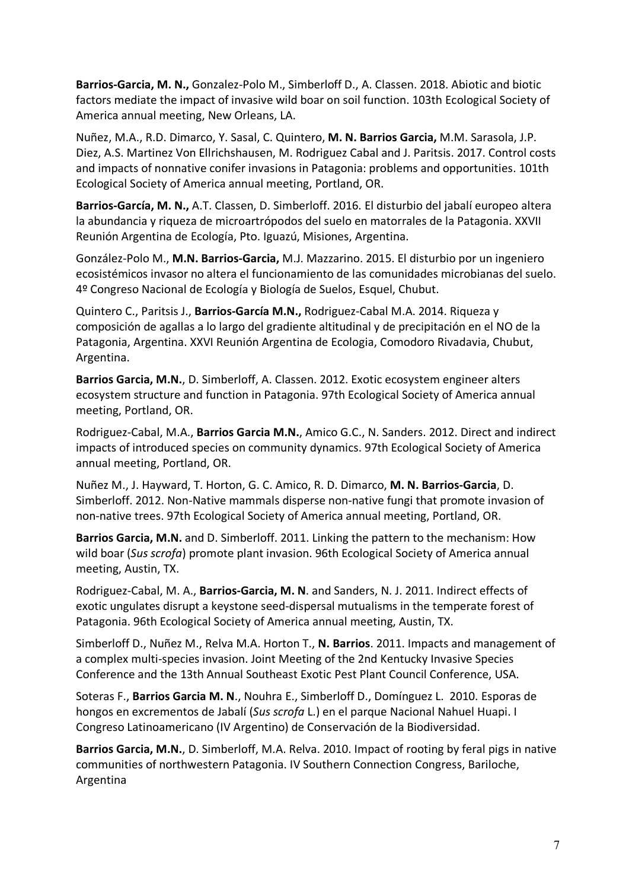**Barrios-Garcia, M. N.,** Gonzalez-Polo M., Simberloff D., A. Classen. 2018. Abiotic and biotic factors mediate the impact of invasive wild boar on soil function. 103th Ecological Society of America annual meeting, New Orleans, LA.

Nuñez, M.A., R.D. Dimarco, Y. Sasal, C. Quintero, **M. N. Barrios Garcia,** M.M. Sarasola, J.P. Diez, A.S. Martinez Von Ellrichshausen, M. Rodriguez Cabal and J. Paritsis. 2017. Control costs and impacts of nonnative conifer invasions in Patagonia: problems and opportunities. 101th Ecological Society of America annual meeting, Portland, OR.

**Barrios-García, M. N.,** A.T. Classen, D. Simberloff. 2016. El disturbio del jabalí europeo altera la abundancia y riqueza de microartrópodos del suelo en matorrales de la Patagonia. XXVII Reunión Argentina de Ecología, Pto. Iguazú, Misiones, Argentina.

González-Polo M., **M.N. Barrios-Garcia,** M.J. Mazzarino. 2015. El disturbio por un ingeniero ecosistémicos invasor no altera el funcionamiento de las comunidades microbianas del suelo. 4º Congreso Nacional de Ecología y Biología de Suelos, Esquel, Chubut.

Quintero C., Paritsis J., **Barrios-García M.N.,** Rodriguez-Cabal M.A. 2014. Riqueza y composición de agallas a lo largo del gradiente altitudinal y de precipitación en el NO de la Patagonia, Argentina. XXVI Reunión Argentina de Ecologia, Comodoro Rivadavia, Chubut, Argentina.

**Barrios Garcia, M.N.**, D. Simberloff, A. Classen. 2012. Exotic ecosystem engineer alters ecosystem structure and function in Patagonia. 97th Ecological Society of America annual meeting, Portland, OR.

Rodriguez-Cabal, M.A., **Barrios Garcia M.N.**, Amico G.C., N. Sanders. 2012. Direct and indirect impacts of introduced species on community dynamics. 97th Ecological Society of America annual meeting, Portland, OR.

Nuñez M., J. Hayward, T. Horton, G. C. Amico, R. D. Dimarco, **M. N. Barrios-Garcia**, D. Simberloff. 2012. Non-Native mammals disperse non-native fungi that promote invasion of non-native trees. 97th Ecological Society of America annual meeting, Portland, OR.

**Barrios Garcia, M.N.** and D. Simberloff. 2011. Linking the pattern to the mechanism: How wild boar (*Sus scrofa*) promote plant invasion. 96th Ecological Society of America annual meeting, Austin, TX.

Rodriguez-Cabal, M. A., **Barrios-Garcia, M. N**. and Sanders, N. J. 2011. Indirect effects of exotic ungulates disrupt a keystone seed-dispersal mutualisms in the temperate forest of Patagonia. 96th Ecological Society of America annual meeting, Austin, TX.

Simberloff D., Nuñez M., Relva M.A. Horton T., **N. Barrios**. 2011. Impacts and management of a complex multi-species invasion. Joint Meeting of the 2nd Kentucky Invasive Species Conference and the 13th Annual Southeast Exotic Pest Plant Council Conference, USA.

Soteras F., **Barrios Garcia M. N**., Nouhra E., Simberloff D., Domínguez L. 2010. Esporas de hongos en excrementos de Jabalí (*Sus scrofa* L.) en el parque Nacional Nahuel Huapi. I Congreso Latinoamericano (IV Argentino) de Conservación de la Biodiversidad.

**Barrios Garcia, M.N.**, D. Simberloff, M.A. Relva. 2010. Impact of rooting by feral pigs in native communities of northwestern Patagonia. IV Southern Connection Congress, Bariloche, Argentina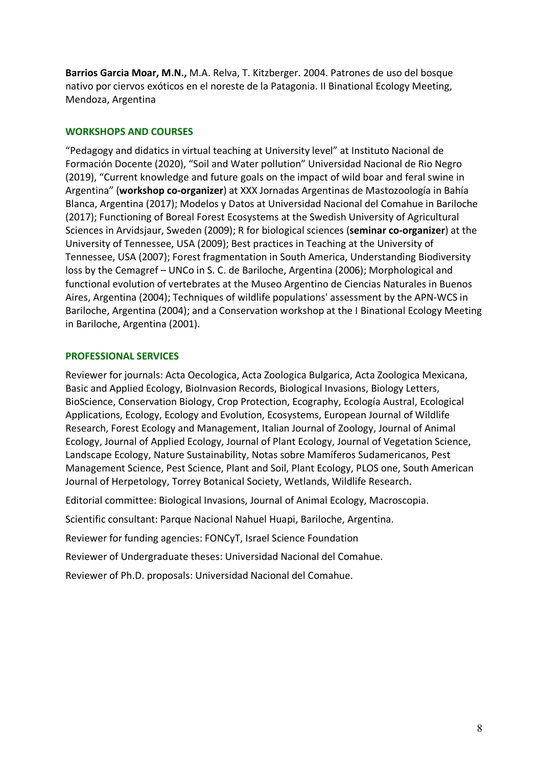**Barrios Garcia Moar, M.N.,** M.A. Relva, T. Kitzberger. 2004. Patrones de uso del bosque nativo por ciervos exóticos en el noreste de la Patagonia. II Binational Ecology Meeting, Mendoza, Argentina

## WORKSHOPS AND COURSES

"Pedagogy and didatics in virtual teaching at University level" at Instituto Nacional de Formación Docente (2020), "Soil and Water pollution" Universidad Nacional de Rio Negro (2019), "Current knowledge and future goals on the impact of wild boar and feral swine in Argentina" (**workshop co-organizer**) at XXX Jornadas Argentinas de Mastozoología in Bahía Blanca, Argentina (2017); Modelos y Datos at Universidad Nacional del Comahue in Bariloche (2017); Functioning of Boreal Forest Ecosystems at the Swedish University of Agricultural Sciences in Arvidsjaur, Sweden (2009); R for biological sciences (**seminar co-organizer**) at the University of Tennessee, USA (2009); Best practices in Teaching at the University of Tennessee, USA (2007); Forest fragmentation in South America, Understanding Biodiversity loss by the Cemagref – UNCo in S. C. de Bariloche, Argentina (2006); Morphological and functional evolution of vertebrates at the Museo Argentino de Ciencias Naturales in Buenos Aires, Argentina (2004); Techniques of wildlife populations' assessment by the APN-WCS in Bariloche, Argentina (2004); and a Conservation workshop at the I Binational Ecology Meeting in Bariloche, Argentina (2001).

## PROFESSIONAL SERVICES

Reviewer for journals: Acta Oecologica, Acta Zoologica Bulgarica, Acta Zoologica Mexicana, Basic and Applied Ecology, BioInvasion Records, Biological Invasions, Biology Letters, BioScience, Conservation Biology, Crop Protection, Ecography, Ecología Austral, Ecological Applications, Ecology, Ecology and Evolution, Ecosystems, European Journal of Wildlife Research, Forest Ecology and Management, Italian Journal of Zoology, Journal of Animal Ecology, Journal of Applied Ecology, Journal of Plant Ecology, Journal of Vegetation Science, Landscape Ecology, Nature Sustainability, Notas sobre Mamíferos Sudamericanos, Pest Management Science, Pest Science, Plant and Soil, Plant Ecology, PLOS one, South American Journal of Herpetology, Torrey Botanical Society, Wetlands, Wildlife Research.

Editorial committee: Biological Invasions, Journal of Animal Ecology, Macroscopia.

Scientific consultant: Parque Nacional Nahuel Huapi, Bariloche, Argentina.

Reviewer for funding agencies: FONCyT, Israel Science Foundation

Reviewer of Undergraduate theses: Universidad Nacional del Comahue.

Reviewer of Ph.D. proposals: Universidad Nacional del Comahue.